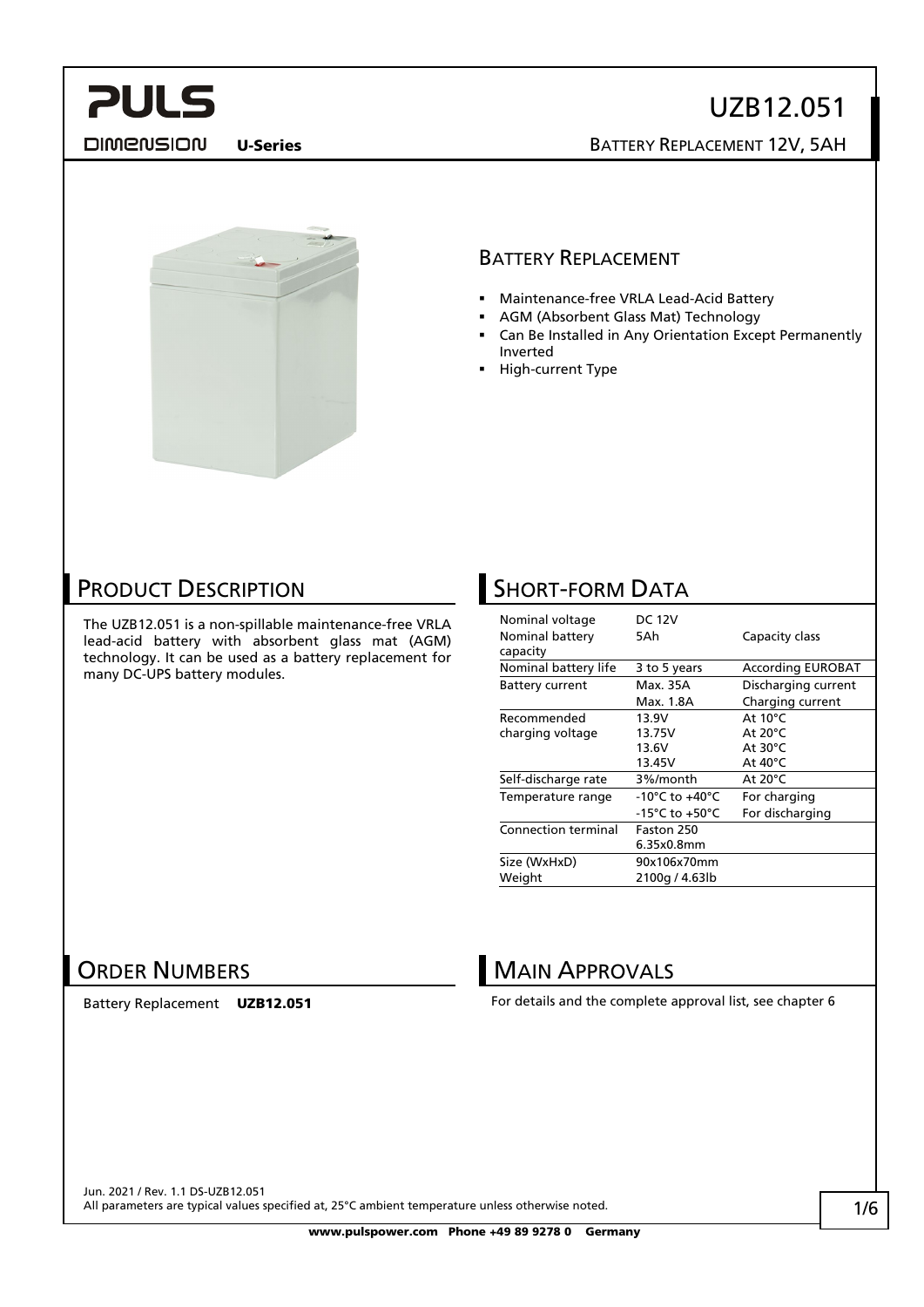# UZB12.051

**U-Series** BATTERY REPLACEMENT 12V, 5AH

## BATTERY REPLACEMENT

- Maintenance-free VRLA Lead-Acid Battery
- AGM (Absorbent Glass Mat) Technology
- Can Be Installed in Any Orientation Except Permanently Inverted
- High-current Type

## PRODUCT DESCRIPTION

The UZB12.051 is a non-spillable maintenance-free VRLA lead-acid battery with absorbent glass mat (AGM) technology. It can be used as a battery replacement for many DC-UPS battery modules.

## SHORT-FORM DATA

| | | |
|---|---|---|
| Nominal voltage | DC 12V | |
| Nominal battery capacity | 5Ah | Capacity class |
| Nominal battery life | 3 to 5 years | According EUROBAT |
| Battery current | Max. 35A | Discharging current |
| | Max. 1.8A | Charging current |
| Recommended charging voltage | 13.9V | At 10°C |
| | 13.75V | At 20°C |
| | 13.6V | At 30°C |
| | 13.45V | At 40°C |
| Self-discharge rate | 3%/month | At 20°C |
| Temperature range | -10°C to +40°C | For charging |
| | -15°C to +50°C | For discharging |
| Connection terminal | Faston 250 6.35x0.8mm | |
| Size (WxHxD) | 90x106x70mm | |
| Weight | 2100g / 4.63lb | |

## ORDER NUMBERS

Battery Replacement **UZB12.051**

## MAIN APPROVALS

For details and the complete approval list, see chapter 6

Jun. 2021 / Rev. 1.1 DS-UZB12.051
All parameters are typical values specified at, 25°C ambient temperature unless otherwise noted.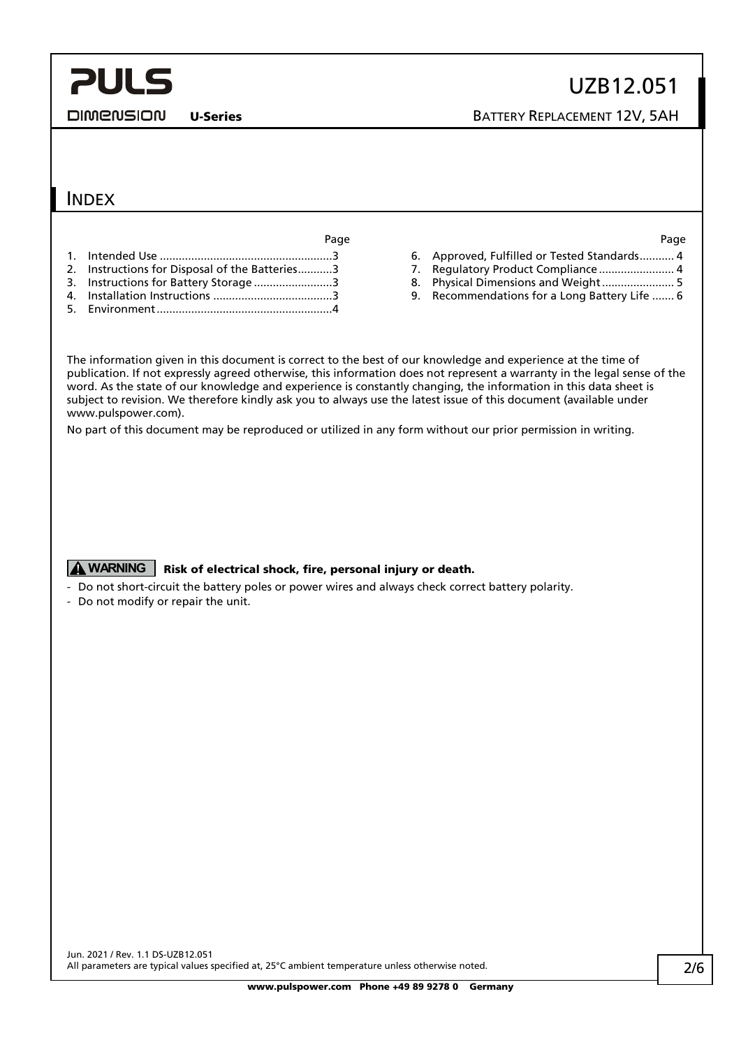## INDEX

| | Page |
|---|---|
| 1. Intended Use | 3 |
| 2. Instructions for Disposal of the Batteries | 3 |
| 3. Instructions for Battery Storage | 3 |
| 4. Installation Instructions | 3 |
| 5. Environment | 4 |
| 6. Approved, Fulfilled or Tested Standards | 4 |
| 7. Regulatory Product Compliance | 4 |
| 8. Physical Dimensions and Weight | 5 |
| 9. Recommendations for a Long Battery Life | 6 |

The information given in this document is correct to the best of our knowledge and experience at the time of publication. If not expressly agreed otherwise, this information does not represent a warranty in the legal sense of the word. As the state of our knowledge and experience is constantly changing, the information in this data sheet is subject to revision. We therefore kindly ask you to always use the latest issue of this document (available under www.pulspower.com).

No part of this document may be reproduced or utilized in any form without our prior permission in writing.

**⚠ WARNING** **Risk of electrical shock, fire, personal injury or death.**

- Do not short-circuit the battery poles or power wires and always check correct battery polarity.
- Do not modify or repair the unit.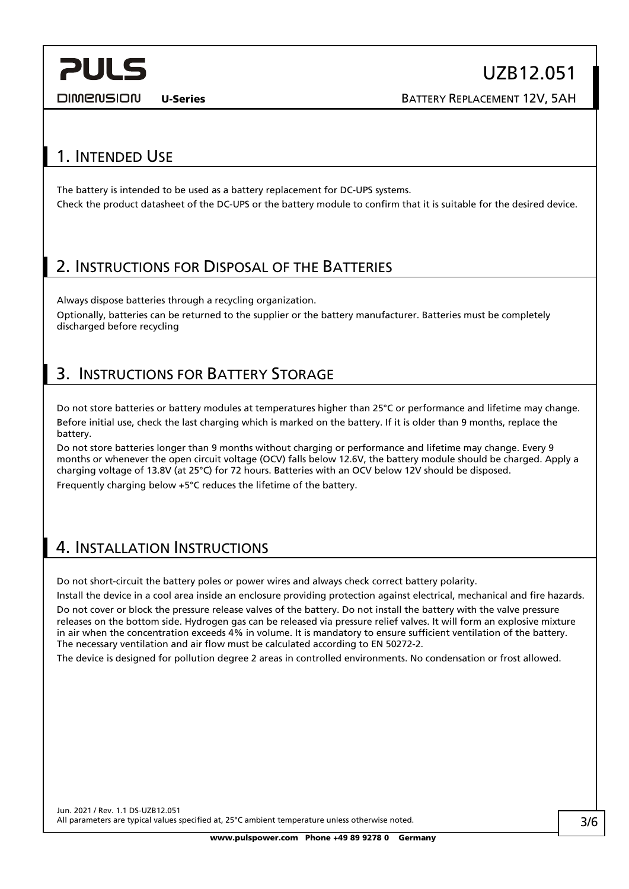## 1. Intended Use

The battery is intended to be used as a battery replacement for DC-UPS systems.

Check the product datasheet of the DC-UPS or the battery module to confirm that it is suitable for the desired device.

## 2. Instructions for Disposal of the Batteries

Always dispose batteries through a recycling organization.

Optionally, batteries can be returned to the supplier or the battery manufacturer. Batteries must be completely discharged before recycling

## 3. Instructions for Battery Storage

Do not store batteries or battery modules at temperatures higher than 25°C or performance and lifetime may change.

Before initial use, check the last charging which is marked on the battery. If it is older than 9 months, replace the battery.

Do not store batteries longer than 9 months without charging or performance and lifetime may change. Every 9 months or whenever the open circuit voltage (OCV) falls below 12.6V, the battery module should be charged. Apply a charging voltage of 13.8V (at 25°C) for 72 hours. Batteries with an OCV below 12V should be disposed.

Frequently charging below +5°C reduces the lifetime of the battery.

## 4. Installation Instructions

Do not short-circuit the battery poles or power wires and always check correct battery polarity.

Install the device in a cool area inside an enclosure providing protection against electrical, mechanical and fire hazards.

Do not cover or block the pressure release valves of the battery. Do not install the battery with the valve pressure releases on the bottom side. Hydrogen gas can be released via pressure relief valves. It will form an explosive mixture in air when the concentration exceeds 4% in volume. It is mandatory to ensure sufficient ventilation of the battery. The necessary ventilation and air flow must be calculated according to EN 50272-2.

The device is designed for pollution degree 2 areas in controlled environments. No condensation or frost allowed.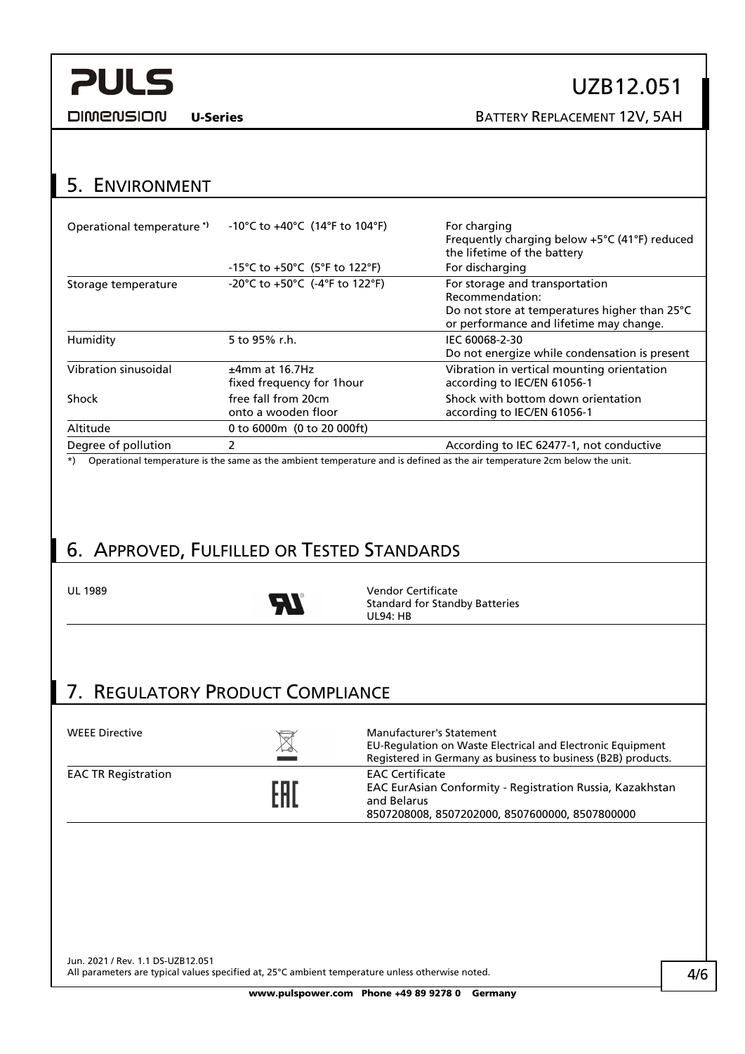## 5. Environment

| | | |
|---|---|---|
| Operational temperature *) | -10°C to +40°C (14°F to 104°F) | For charging<br>Frequently charging below +5°C (41°F) reduced the lifetime of the battery |
| | -15°C to +50°C (5°F to 122°F) | For discharging |
| Storage temperature | -20°C to +50°C (-4°F to 122°F) | For storage and transportation<br>Recommendation:<br>Do not store at temperatures higher than 25°C or performance and lifetime may change. |
| Humidity | 5 to 95% r.h. | IEC 60068-2-30<br>Do not energize while condensation is present |
| Vibration sinusoidal | ±4mm at 16.7Hz<br>fixed frequency for 1hour | Vibration in vertical mounting orientation according to IEC/EN 61056-1 |
| Shock | free fall from 20cm<br>onto a wooden floor | Shock with bottom down orientation according to IEC/EN 61056-1 |
| Altitude | 0 to 6000m (0 to 20 000ft) | |
| Degree of pollution | 2 | According to IEC 62477-1, not conductive |

*) Operational temperature is the same as the ambient temperature and is defined as the air temperature 2cm below the unit.

## 6. Approved, Fulfilled or Tested Standards

| | |
|---|---|
| UL 1989 | Vendor Certificate<br>Standard for Standby Batteries<br>UL94: HB |

## 7. Regulatory Product Compliance

| | |
|---|---|
| WEEE Directive | Manufacturer's Statement<br>EU-Regulation on Waste Electrical and Electronic Equipment<br>Registered in Germany as business to business (B2B) products. |
| EAC TR Registration | EAC Certificate<br>EAC EurAsian Conformity - Registration Russia, Kazakhstan and Belarus<br>8507208008, 8507202000, 8507600000, 8507800000 |

Jun. 2021 / Rev. 1.1 DS-UZB12.051
All parameters are typical values specified at, 25°C ambient temperature unless otherwise noted.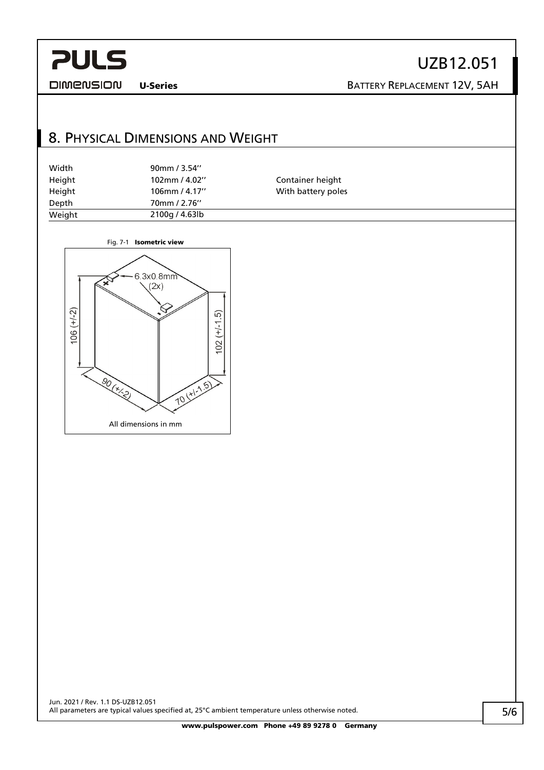## 8. Physical Dimensions and Weight

| | | |
|---|---|---|
| Width | 90mm / 3.54'' | |
| Height | 102mm / 4.02'' | Container height |
| Height | 106mm / 4.17'' | With battery poles |
| Depth | 70mm / 2.76'' | |
| Weight | 2100g / 4.63lb | |

Fig. 7-1 **Isometric view**

6.3x0.8mm (2x)

106 (+/-2)

102 (+/-1.5)

90 (+/-2)

70 (+/-1.5)

All dimensions in mm

Jun. 2021 / Rev. 1.1 DS-UZB12.051
All parameters are typical values specified at, 25°C ambient temperature unless otherwise noted.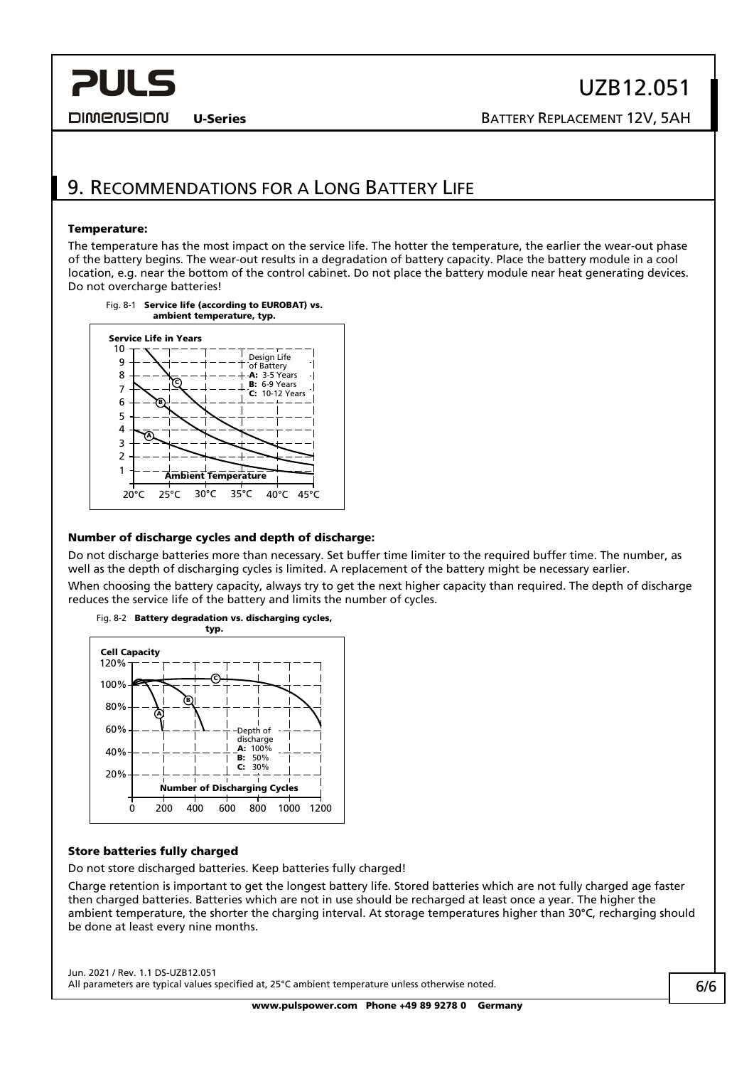## 9. RECOMMENDATIONS FOR A LONG BATTERY LIFE

**Temperature:**

The temperature has the most impact on the service life. The hotter the temperature, the earlier the wear-out phase of the battery begins. The wear-out results in a degradation of battery capacity. Place the battery module in a cool location, e.g. near the bottom of the control cabinet. Do not place the battery module near heat generating devices. Do not overcharge batteries!

Fig. 8-1 **Service life (according to EUROBAT) vs. ambient temperature, typ.**

Service Life in Years
10
9
8
7
6
5
4
3
2
1
Design Life of Battery
A: 3-5 Years
B: 6-9 Years
C: 10-12 Years
Ambient Temperature
20°C 25°C 30°C 35°C 40°C 45°C

**Number of discharge cycles and depth of discharge:**

Do not discharge batteries more than necessary. Set buffer time limiter to the required buffer time. The number, as well as the depth of discharging cycles is limited. A replacement of the battery might be necessary earlier.

When choosing the battery capacity, always try to get the next higher capacity than required. The depth of discharge reduces the service life of the battery and limits the number of cycles.

Fig. 8-2 **Battery degradation vs. discharging cycles, typ.**

Cell Capacity
120%
100%
80%
60%
40%
20%
Depth of discharge
A: 100%
B: 50%
C: 30%
Number of Discharging Cycles
0 200 400 600 800 1000 1200

**Store batteries fully charged**

Do not store discharged batteries. Keep batteries fully charged!

Charge retention is important to get the longest battery life. Stored batteries which are not fully charged age faster then charged batteries. Batteries which are not in use should be recharged at least once a year. The higher the ambient temperature, the shorter the charging interval. At storage temperatures higher than 30°C, recharging should be done at least every nine months.